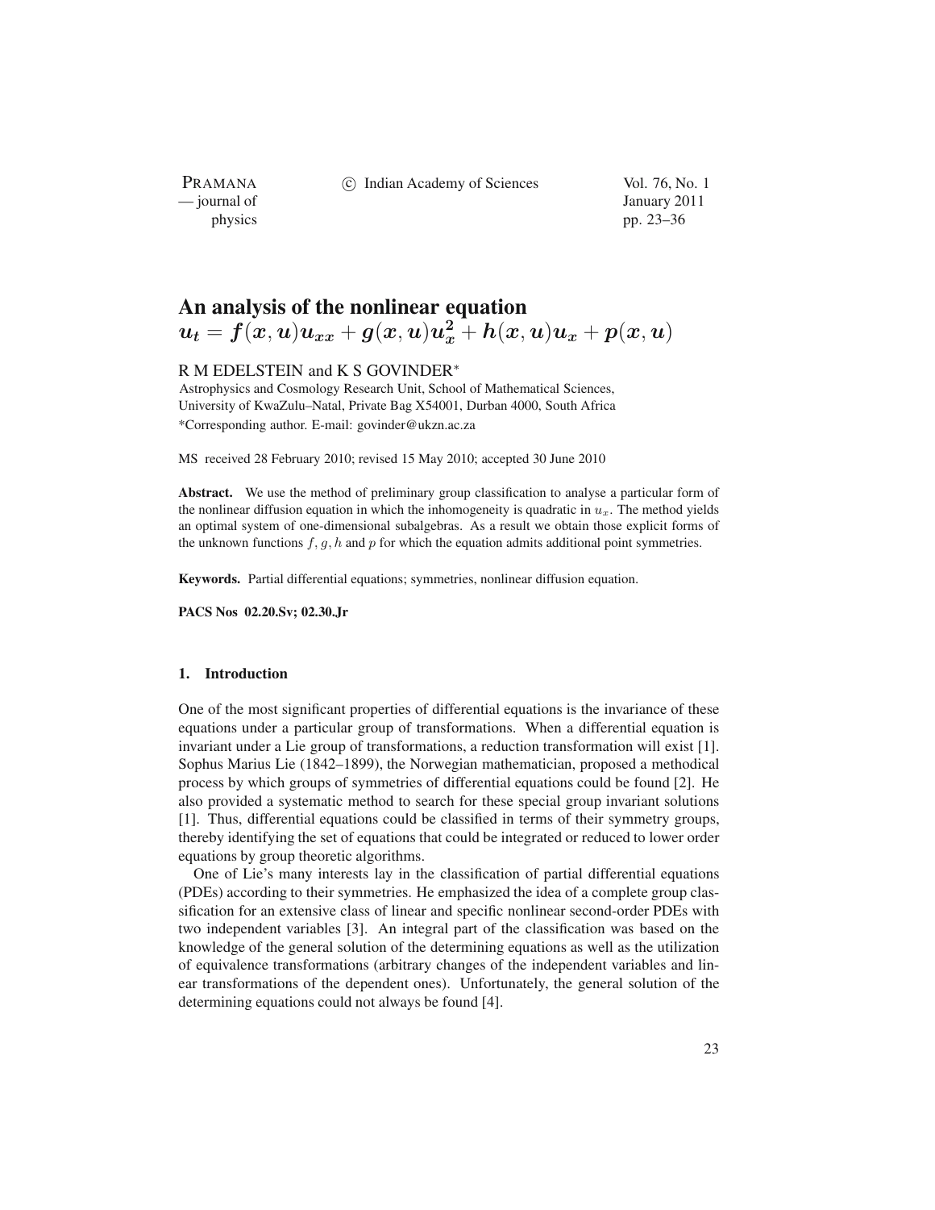# An analysis of the nonlinear equation $u_t = f(x, u)u_{xx} + g(x, u)u_x^2 + h(x, u)u_x + p(x, u)$

R M EDELSTEIN and K S GOVINDER*

Astrophysics and Cosmology Research Unit, School of Mathematical Sciences, University of KwaZulu–Natal, Private Bag X54001, Durban 4000, South Africa

*Corresponding author. E-mail: govinder@ukzn.ac.za

MS received 28 February 2010; revised 15 May 2010; accepted 30 June 2010

**Abstract.** We use the method of preliminary group classification to analyse a particular form of the nonlinear diffusion equation in which the inhomogeneity is quadratic in $u_x$. The method yields an optimal system of one-dimensional subalgebras. As a result we obtain those explicit forms of the unknown functions $f, g, h$ and $p$ for which the equation admits additional point symmetries.

**Keywords.** Partial differential equations; symmetries, nonlinear diffusion equation.

**PACS Nos** 02.20.Sv; 02.30.Jr

## 1. Introduction

One of the most significant properties of differential equations is the invariance of these equations under a particular group of transformations. When a differential equation is invariant under a Lie group of transformations, a reduction transformation will exist [1]. Sophus Marius Lie (1842–1899), the Norwegian mathematician, proposed a methodical process by which groups of symmetries of differential equations could be found [2]. He also provided a systematic method to search for these special group invariant solutions [1]. Thus, differential equations could be classified in terms of their symmetry groups, thereby identifying the set of equations that could be integrated or reduced to lower order equations by group theoretic algorithms.

One of Lie's many interests lay in the classification of partial differential equations (PDEs) according to their symmetries. He emphasized the idea of a complete group classification for an extensive class of linear and specific nonlinear second-order PDEs with two independent variables [3]. An integral part of the classification was based on the knowledge of the general solution of the determining equations as well as the utilization of equivalence transformations (arbitrary changes of the independent variables and linear transformations of the dependent ones). Unfortunately, the general solution of the determining equations could not always be found [4].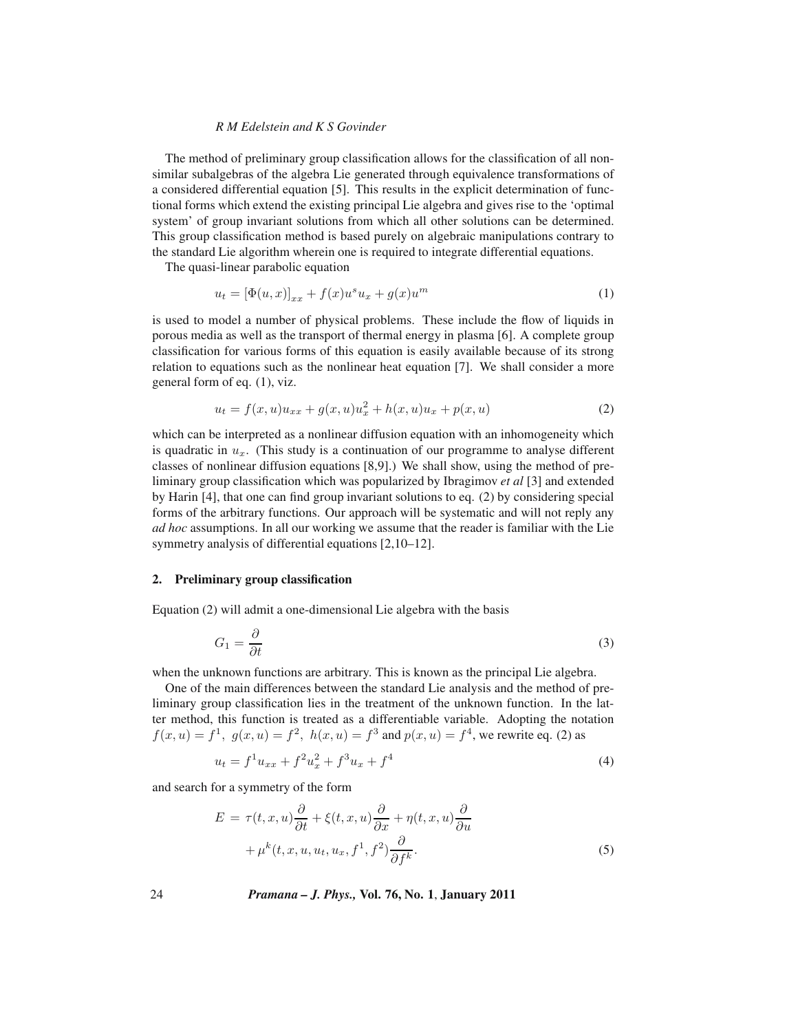The method of preliminary group classification allows for the classification of all non-similar subalgebras of the algebra Lie generated through equivalence transformations of a considered differential equation [5]. This results in the explicit determination of functional forms which extend the existing principal Lie algebra and gives rise to the 'optimal system' of group invariant solutions from which all other solutions can be determined. This group classification method is based purely on algebraic manipulations contrary to the standard Lie algorithm wherein one is required to integrate differential equations.

The quasi-linear parabolic equation

$$u_t = [\Phi(u,x)]_{xx} + f(x)u^s u_x + g(x)u^m \tag{1}$$

is used to model a number of physical problems. These include the flow of liquids in porous media as well as the transport of thermal energy in plasma [6]. A complete group classification for various forms of this equation is easily available because of its strong relation to equations such as the nonlinear heat equation [7]. We shall consider a more general form of eq. (1), viz.

$$u_t = f(x,u)u_{xx} + g(x,u)u_x^2 + h(x,u)u_x + p(x,u) \tag{2}$$

which can be interpreted as a nonlinear diffusion equation with an inhomogeneity which is quadratic in $u_x$. (This study is a continuation of our programme to analyse different classes of nonlinear diffusion equations [8,9].) We shall show, using the method of preliminary group classification which was popularized by Ibragimov *et al* [3] and extended by Harin [4], that one can find group invariant solutions to eq. (2) by considering special forms of the arbitrary functions. Our approach will be systematic and will not reply any *ad hoc* assumptions. In all our working we assume that the reader is familiar with the Lie symmetry analysis of differential equations [2,10–12].

## 2. Preliminary group classification

Equation (2) will admit a one-dimensional Lie algebra with the basis

$$G_1 = \frac{\partial}{\partial t} \tag{3}$$

when the unknown functions are arbitrary. This is known as the principal Lie algebra.

One of the main differences between the standard Lie analysis and the method of preliminary group classification lies in the treatment of the unknown function. In the latter method, this function is treated as a differentiable variable. Adopting the notation $f(x,u) = f^1,\ g(x,u) = f^2,\ h(x,u) = f^3$ and $p(x,u) = f^4$, we rewrite eq. (2) as

$$u_t = f^1 u_{xx} + f^2 u_x^2 + f^3 u_x + f^4 \tag{4}$$

and search for a symmetry of the form

$$\begin{aligned} E &= \tau(t,x,u)\frac{\partial}{\partial t} + \xi(t,x,u)\frac{\partial}{\partial x} + \eta(t,x,u)\frac{\partial}{\partial u} \\ &\quad + \mu^k(t,x,u,u_t,u_x,f^1,f^2)\frac{\partial}{\partial f^k}. \end{aligned} \tag{5}$$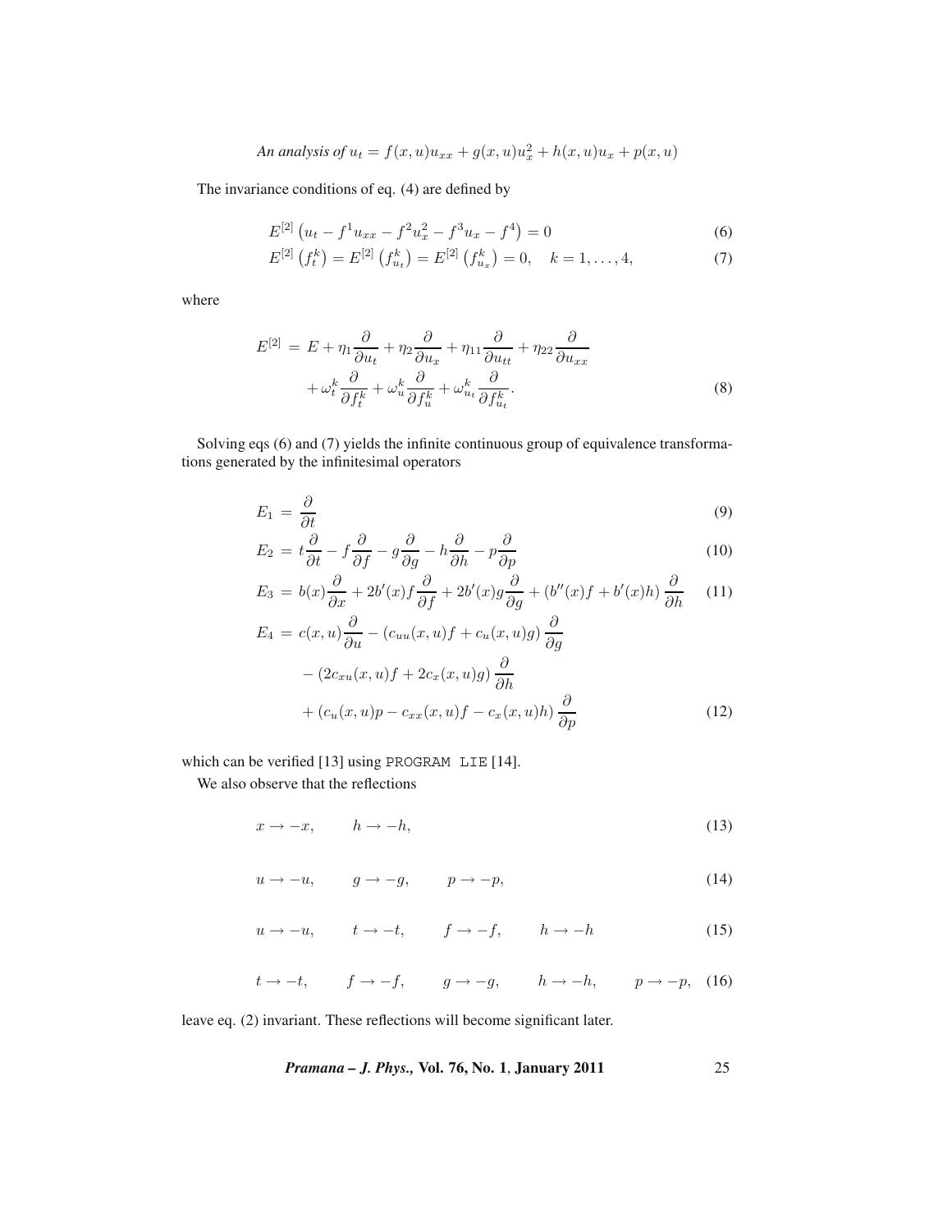The invariance conditions of eq. (4) are defined by

$$E^{[2]}\left(u_t - f^1 u_{xx} - f^2 u_x^2 - f^3 u_x - f^4\right) = 0 \tag{6}$$

$$E^{[2]}\left(f_t^k\right) = E^{[2]}\left(f_{u_t}^k\right) = E^{[2]}\left(f_{u_x}^k\right) = 0, \quad k = 1, \ldots, 4, \tag{7}$$

where

$$\begin{aligned} E^{[2]} \,=\, & E + \eta_1 \frac{\partial}{\partial u_t} + \eta_2 \frac{\partial}{\partial u_x} + \eta_{11} \frac{\partial}{\partial u_{tt}} + \eta_{22} \frac{\partial}{\partial u_{xx}} \\ & + \omega_t^k \frac{\partial}{\partial f_t^k} + \omega_u^k \frac{\partial}{\partial f_u^k} + \omega_{u_t}^k \frac{\partial}{\partial f_{u_t}^k}. \end{aligned} \tag{8}$$

Solving eqs (6) and (7) yields the infinite continuous group of equivalence transformations generated by the infinitesimal operators

$$E_1 \,=\, \frac{\partial}{\partial t} \tag{9}$$

$$E_2 \,=\, t\frac{\partial}{\partial t} - f\frac{\partial}{\partial f} - g\frac{\partial}{\partial g} - h\frac{\partial}{\partial h} - p\frac{\partial}{\partial p} \tag{10}$$

$$E_3 \,=\, b(x)\frac{\partial}{\partial x} + 2b'(x)f\frac{\partial}{\partial f} + 2b'(x)g\frac{\partial}{\partial g} + \left(b''(x)f + b'(x)h\right)\frac{\partial}{\partial h} \tag{11}$$

$$\begin{aligned} E_4 \,=\, & c(x,u)\frac{\partial}{\partial u} - \left(c_{uu}(x,u)f + c_u(x,u)g\right)\frac{\partial}{\partial g} \\ & - \left(2c_{xu}(x,u)f + 2c_x(x,u)g\right)\frac{\partial}{\partial h} \\ & + \left(c_u(x,u)p - c_{xx}(x,u)f - c_x(x,u)h\right)\frac{\partial}{\partial p} \end{aligned} \tag{12}$$

which can be verified [13] using `PROGRAM LIE` [14].

We also observe that the reflections

$$x \to -x, \qquad h \to -h, \tag{13}$$

$$u \to -u, \qquad g \to -g, \qquad p \to -p, \tag{14}$$

$$u \to -u, \qquad t \to -t, \qquad f \to -f, \qquad h \to -h \tag{15}$$

$$t \to -t, \qquad f \to -f, \qquad g \to -g, \qquad h \to -h, \qquad p \to -p, \tag{16}$$

leave eq. (2) invariant. These reflections will become significant later.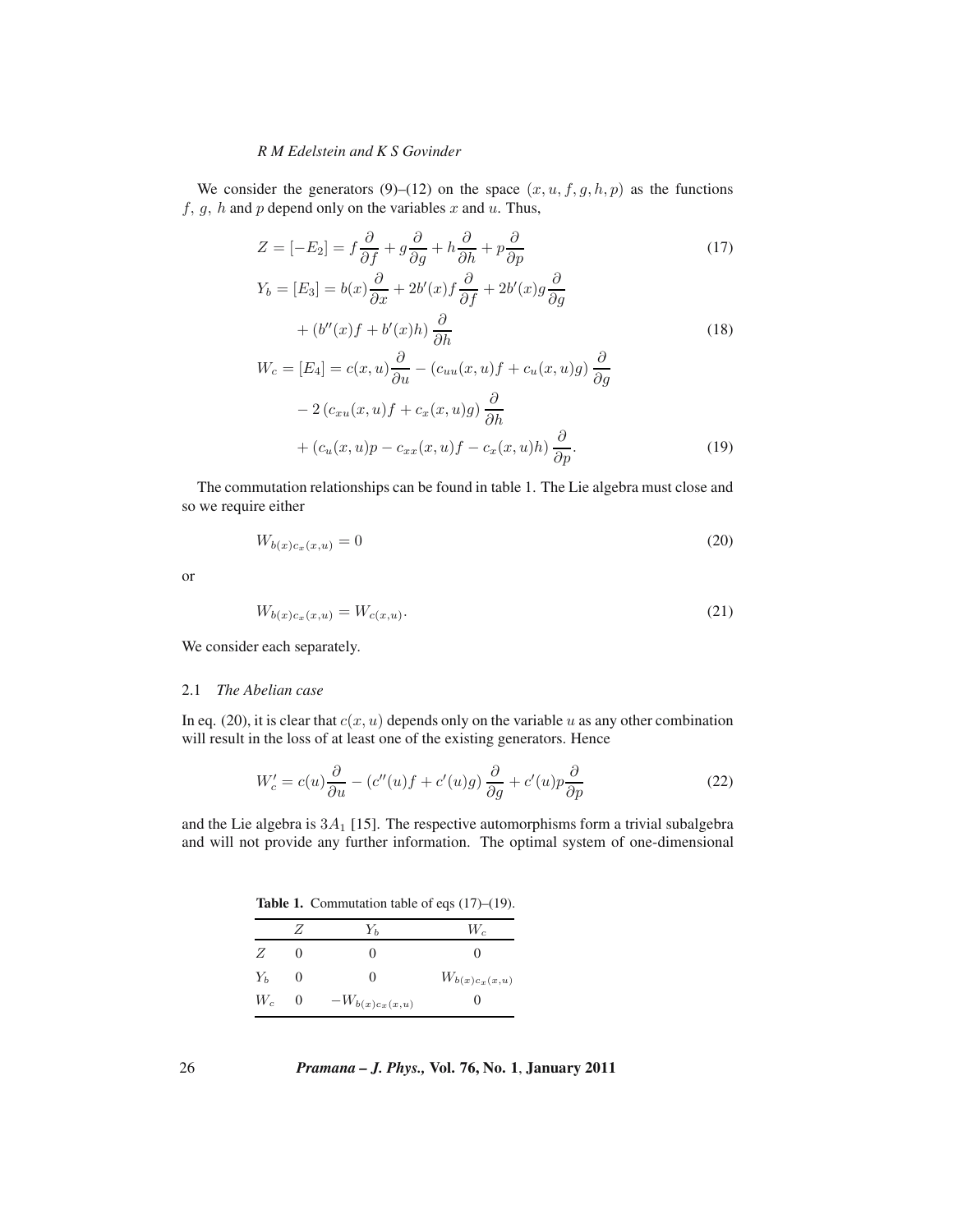We consider the generators (9)–(12) on the space $(x, u, f, g, h, p)$ as the functions $f$, $g$, $h$ and $p$ depend only on the variables $x$ and $u$. Thus,

$$Z = [-E_2] = f\frac{\partial}{\partial f} + g\frac{\partial}{\partial g} + h\frac{\partial}{\partial h} + p\frac{\partial}{\partial p} \tag{17}$$

$$Y_b = [E_3] = b(x)\frac{\partial}{\partial x} + 2b'(x)f\frac{\partial}{\partial f} + 2b'(x)g\frac{\partial}{\partial g} + \left(b''(x)f + b'(x)h\right)\frac{\partial}{\partial h} \tag{18}$$

$$\begin{aligned} W_c = [E_4] = {} & c(x,u)\frac{\partial}{\partial u} - \left(c_{uu}(x,u)f + c_u(x,u)g\right)\frac{\partial}{\partial g} \\ & - 2\left(c_{xu}(x,u)f + c_x(x,u)g\right)\frac{\partial}{\partial h} \\ & + \left(c_u(x,u)p - c_{xx}(x,u)f - c_x(x,u)h\right)\frac{\partial}{\partial p}. \end{aligned} \tag{19}$$

The commutation relationships can be found in table 1. The Lie algebra must close and so we require either

$$W_{b(x)c_x(x,u)} = 0 \tag{20}$$

or

$$W_{b(x)c_x(x,u)} = W_{c(x,u)}. \tag{21}$$

We consider each separately.

### 2.1 *The Abelian case*

In eq. (20), it is clear that $c(x, u)$ depends only on the variable $u$ as any other combination will result in the loss of at least one of the existing generators. Hence

$$W_c' = c(u)\frac{\partial}{\partial u} - \left(c''(u)f + c'(u)g\right)\frac{\partial}{\partial g} + c'(u)p\frac{\partial}{\partial p} \tag{22}$$

and the Lie algebra is $3A_1$ [15]. The respective automorphisms form a trivial subalgebra and will not provide any further information. The optimal system of one-dimensional

**Table 1.** Commutation table of eqs (17)–(19).

| | $Z$ | $Y_b$ | $W_c$ |
|---|---|---|---|
| $Z$ | 0 | 0 | 0 |
| $Y_b$ | 0 | 0 | $W_{b(x)c_x(x,u)}$ |
| $W_c$ | 0 | $-W_{b(x)c_x(x,u)}$ | 0 |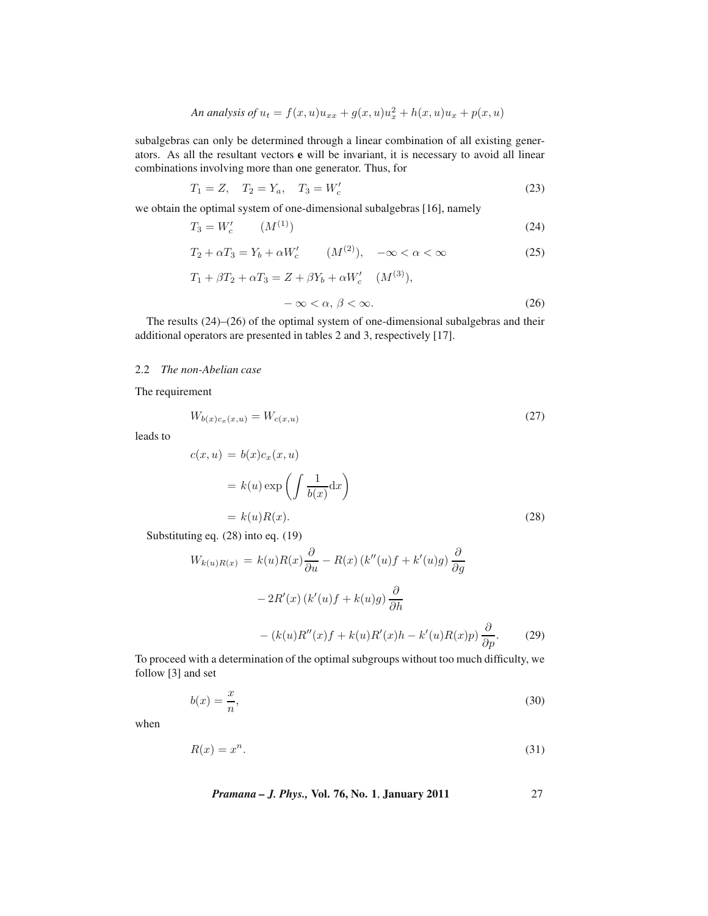subalgebras can only be determined through a linear combination of all existing generators. As all the resultant vectors **e** will be invariant, it is necessary to avoid all linear combinations involving more than one generator. Thus, for

$$T_1 = Z, \quad T_2 = Y_a, \quad T_3 = W'_c \tag{23}$$

we obtain the optimal system of one-dimensional subalgebras [16], namely

$$T_3 = W'_c \qquad (M^{(1)}) \tag{24}$$

$$T_2 + \alpha T_3 = Y_b + \alpha W'_c \qquad (M^{(2)}), \quad -\infty < \alpha < \infty \tag{25}$$

$$T_1 + \beta T_2 + \alpha T_3 = Z + \beta Y_b + \alpha W'_c \quad (M^{(3)}),$$

$$-\infty < \alpha, \, \beta < \infty. \tag{26}$$

The results (24)–(26) of the optimal system of one-dimensional subalgebras and their additional operators are presented in tables 2 and 3, respectively [17].

### 2.2 *The non-Abelian case*

The requirement

$$W_{b(x)c_x(x,u)} = W_{c(x,u)} \tag{27}$$

leads to

$$\begin{aligned} c(x,u) &= b(x)c_x(x,u) \\ &= k(u)\exp\left(\int \frac{1}{b(x)}\mathrm{d}x\right) \\ &= k(u)R(x). \end{aligned} \tag{28}$$

Substituting eq. (28) into eq. (19)

$$\begin{aligned} W_{k(u)R(x)} &= k(u)R(x)\frac{\partial}{\partial u} - R(x)\left(k''(u)f + k'(u)g\right)\frac{\partial}{\partial g} \\ &\quad - 2R'(x)\left(k'(u)f + k(u)g\right)\frac{\partial}{\partial h} \\ &\quad - \left(k(u)R''(x)f + k(u)R'(x)h - k'(u)R(x)p\right)\frac{\partial}{\partial p}. \end{aligned} \tag{29}$$

To proceed with a determination of the optimal subgroups without too much difficulty, we follow [3] and set

$$b(x) = \frac{x}{n}, \tag{30}$$

when

$$R(x) = x^n. \tag{31}$$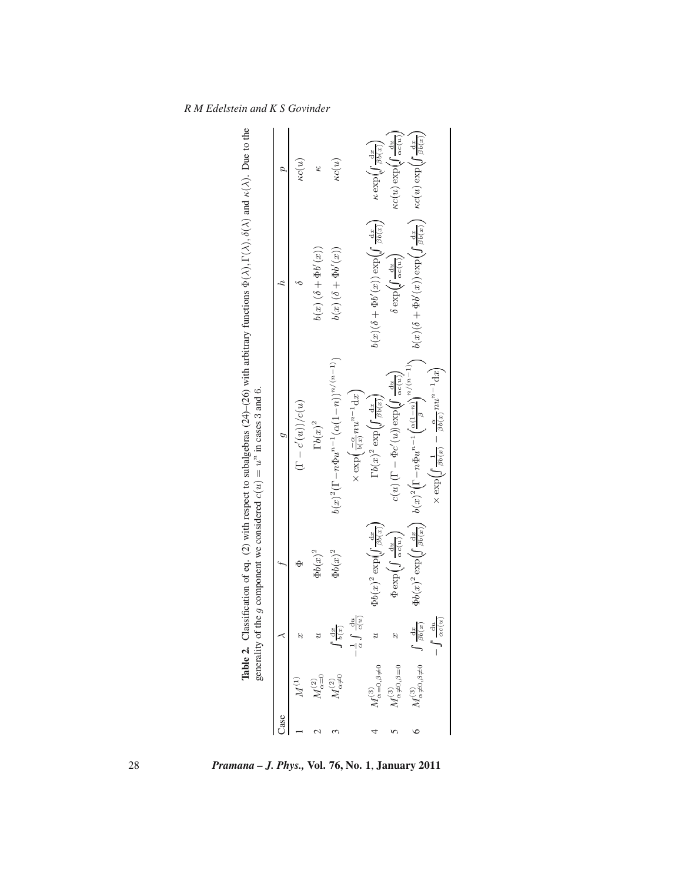**Table 2.** Classification of eq. (2) with respect to subalgebras (24)–(26) with arbitrary functions $\Phi(\lambda), \Gamma(\lambda), \delta(\lambda)$ and $\kappa(\lambda)$. Due to the generality of the $g$ component we considered $c(u) = u^n$ in cases 3 and 6.

| Case | | $\lambda$ | $f$ | $g$ | $h$ | $p$ |
|---|---|---|---|---|---|---|
| 1 | $M^{(1)}$ | $x$ | $\Phi$ | $(\Gamma - c'(u))/c(u)$ | $\delta$ | $\kappa c(u)$ |
| 2 | $M^{(2)}_{\alpha=0}$ | $u$ | $\Phi b(x)^2$ | $\Gamma b(x)^2$ | $b(x)\left(\delta + \Phi b'(x)\right)$ | $\kappa$ |
| 3 | $M^{(2)}_{\alpha\neq0}$ | $\int \frac{\mathrm{d}x}{b(x)}$ $-\frac{1}{\alpha}\int \frac{\mathrm{d}u}{c(u)}$ | $\Phi b(x)^2$ | $b(x)^2\left(\Gamma - n\Phi u^{n-1}(\alpha(1-n))^{n/(n-1)}\right)$ $\times \exp\left(\frac{-\alpha}{b(x)} n u^{n-1}\mathrm{d}x\right)$ | $b(x)\left(\delta + \Phi b'(x)\right)$ | $\kappa c(u)$ |
| 4 | $M^{(3)}_{\alpha=0,\beta\neq0}$ | $u$ | $\Phi b(x)^2 \exp\left(\int \frac{\mathrm{d}x}{\beta b(x)}\right)$ | $\Gamma b(x)^2 \exp\left(\int \frac{\mathrm{d}x}{\beta b(x)}\right)$ | $b(x)\left(\delta + \Phi b'(x)\right)\exp\left(\int \frac{\mathrm{d}x}{\beta b(x)}\right)$ | $\kappa \exp\left(\int \frac{\mathrm{d}x}{\beta b(x)}\right)$ |
| 5 | $M^{(3)}_{\alpha\neq0,\beta=0}$ | $x$ | $\Phi \exp\left(\int \frac{\mathrm{d}u}{\alpha c(u)}\right)$ | $c(u)\left(\Gamma - \Phi c'(u)\right)\exp\left(\int \frac{\mathrm{d}u}{\alpha c(u)}\right)$ | $\delta \exp\left(\int \frac{\mathrm{d}u}{\alpha c(u)}\right)$ | $\kappa c(u) \exp\left(\int \frac{\mathrm{d}u}{\alpha c(u)}\right)$ |
| 6 | $M^{(3)}_{\alpha\neq0,\beta\neq0}$ | $\int \frac{\mathrm{d}x}{\beta b(x)}$ $-\int \frac{\mathrm{d}u}{\alpha c(u)}$ | $\Phi b(x)^2 \exp\left(\int \frac{\mathrm{d}x}{\beta b(x)}\right)$ | $b(x)^2\left(\Gamma - n\Phi u^{n-1}\left(\frac{\alpha(1-n)}{\beta}\right)^{n/(n-1)}\right)$ $\times \exp\left(\int \frac{1}{\beta b(x)} - \frac{\alpha}{\beta b(x)} n u^{n-1}\mathrm{d}x\right)$ | $b(x)\left(\delta + \Phi b'(x)\right)\exp\left(\int \frac{\mathrm{d}x}{\beta b(x)}\right)$ | $\kappa c(u) \exp\left(\int \frac{\mathrm{d}x}{\beta b(x)}\right)$ |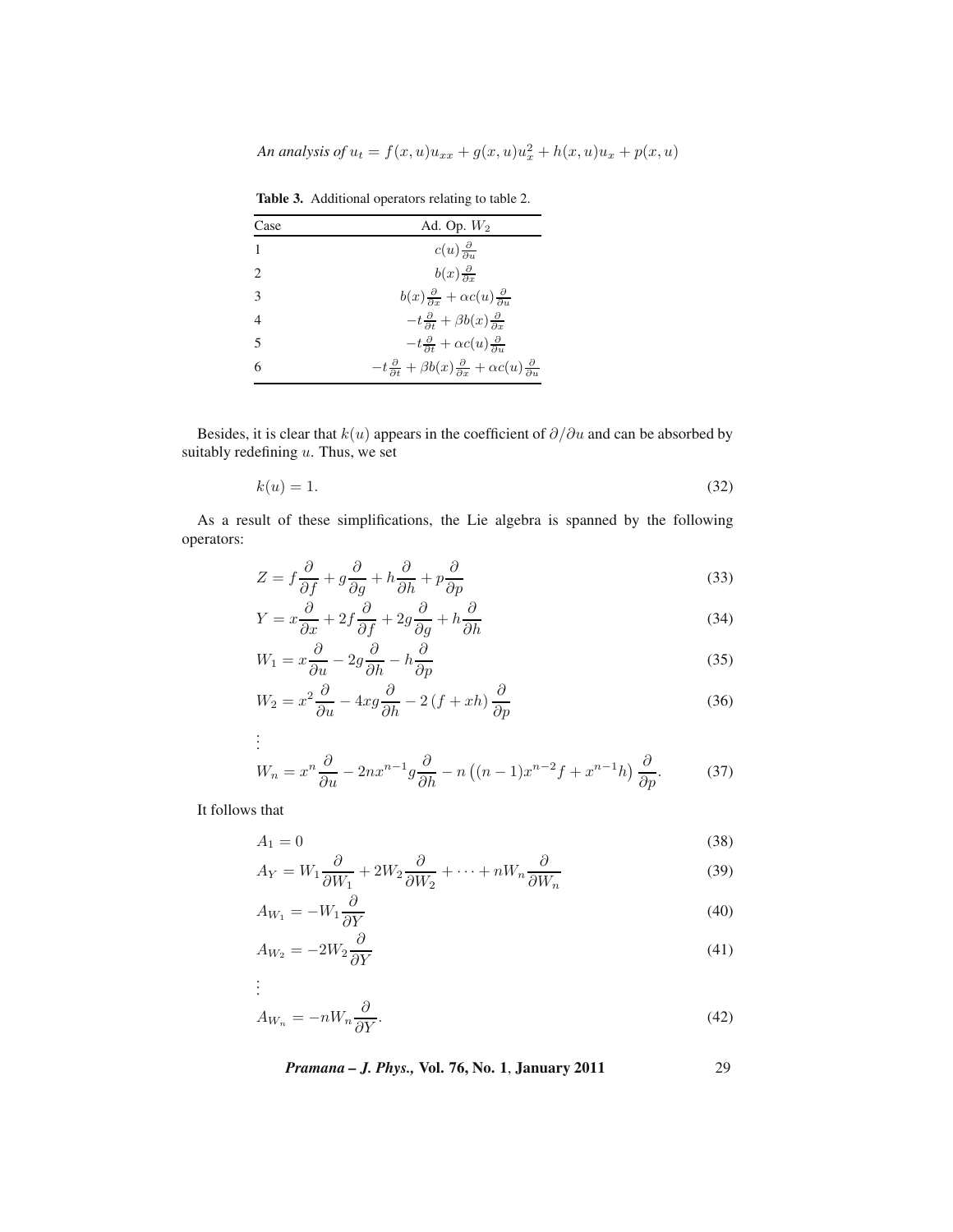**Table 3.** Additional operators relating to table 2.

| Case | Ad. Op. $W_2$ |
|---|---|
| 1 | $c(u)\frac{\partial}{\partial u}$ |
| 2 | $b(x)\frac{\partial}{\partial x}$ |
| 3 | $b(x)\frac{\partial}{\partial x} + \alpha c(u)\frac{\partial}{\partial u}$ |
| 4 | $-t\frac{\partial}{\partial t} + \beta b(x)\frac{\partial}{\partial x}$ |
| 5 | $-t\frac{\partial}{\partial t} + \alpha c(u)\frac{\partial}{\partial u}$ |
| 6 | $-t\frac{\partial}{\partial t} + \beta b(x)\frac{\partial}{\partial x} + \alpha c(u)\frac{\partial}{\partial u}$ |

Besides, it is clear that $k(u)$ appears in the coefficient of $\partial/\partial u$ and can be absorbed by suitably redefining $u$. Thus, we set

$$k(u) = 1. \tag{32}$$

As a result of these simplifications, the Lie algebra is spanned by the following operators:

$$Z = f\frac{\partial}{\partial f} + g\frac{\partial}{\partial g} + h\frac{\partial}{\partial h} + p\frac{\partial}{\partial p} \tag{33}$$

$$Y = x\frac{\partial}{\partial x} + 2f\frac{\partial}{\partial f} + 2g\frac{\partial}{\partial g} + h\frac{\partial}{\partial h} \tag{34}$$

$$W_1 = x\frac{\partial}{\partial u} - 2g\frac{\partial}{\partial h} - h\frac{\partial}{\partial p} \tag{35}$$

$$W_2 = x^2\frac{\partial}{\partial u} - 4xg\frac{\partial}{\partial h} - 2\left(f + xh\right)\frac{\partial}{\partial p} \tag{36}$$

$$\vdots$$

$$W_n = x^n\frac{\partial}{\partial u} - 2nx^{n-1}g\frac{\partial}{\partial h} - n\left((n-1)x^{n-2}f + x^{n-1}h\right)\frac{\partial}{\partial p}. \tag{37}$$

It follows that

$$A_1 = 0 \tag{38}$$

$$A_Y = W_1\frac{\partial}{\partial W_1} + 2W_2\frac{\partial}{\partial W_2} + \cdots + nW_n\frac{\partial}{\partial W_n} \tag{39}$$

$$A_{W_1} = -W_1\frac{\partial}{\partial Y} \tag{40}$$

$$A_{W_2} = -2W_2\frac{\partial}{\partial Y} \tag{41}$$

$$\vdots$$

$$A_{W_n} = -nW_n\frac{\partial}{\partial Y}. \tag{42}$$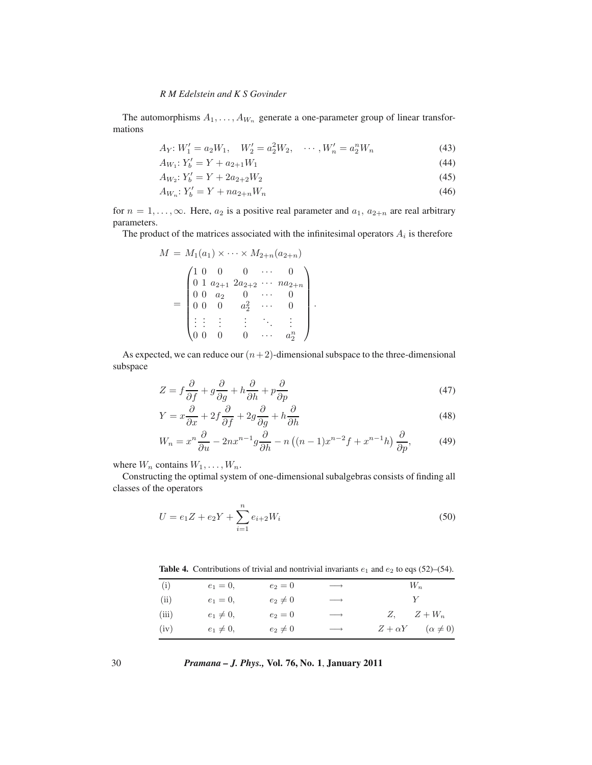The automorphisms $A_1, \ldots, A_{W_n}$ generate a one-parameter group of linear transformations

$$A_Y\colon W_1' = a_2 W_1, \quad W_2' = a_2^2 W_2, \quad \cdots, W_n' = a_2^n W_n \tag{43}$$

$$A_{W_1}\colon Y_b' = Y + a_{2+1} W_1 \tag{44}$$

$$A_{W_2}\colon Y_b' = Y + 2a_{2+2} W_2 \tag{45}$$

$$A_{W_n}\colon Y_b' = Y + n a_{2+n} W_n \tag{46}$$

for $n = 1, \ldots, \infty$. Here, $a_2$ is a positive real parameter and $a_1$, $a_{2+n}$ are real arbitrary parameters.

The product of the matrices associated with the infinitesimal operators $A_i$ is therefore

$$M = M_1(a_1) \times \cdots \times M_{2+n}(a_{2+n})$$

$$= \begin{pmatrix} 1 & 0 & 0 & 0 & \cdots & 0 \\ 0 & 1 & a_{2+1} & 2a_{2+2} & \cdots & na_{2+n} \\ 0 & 0 & a_2 & 0 & \cdots & 0 \\ 0 & 0 & 0 & a_2^2 & \cdots & 0 \\ \vdots & \vdots & \vdots & \vdots & \ddots & \vdots \\ 0 & 0 & 0 & 0 & \cdots & a_2^n \end{pmatrix}.$$

As expected, we can reduce our $(n+2)$-dimensional subspace to the three-dimensional subspace

$$Z = f\frac{\partial}{\partial f} + g\frac{\partial}{\partial g} + h\frac{\partial}{\partial h} + p\frac{\partial}{\partial p} \tag{47}$$

$$Y = x\frac{\partial}{\partial x} + 2f\frac{\partial}{\partial f} + 2g\frac{\partial}{\partial g} + h\frac{\partial}{\partial h} \tag{48}$$

$$W_n = x^n\frac{\partial}{\partial u} - 2nx^{n-1}g\frac{\partial}{\partial h} - n\left((n-1)x^{n-2}f + x^{n-1}h\right)\frac{\partial}{\partial p}, \tag{49}$$

where $W_n$ contains $W_1, \ldots, W_n$.

Constructing the optimal system of one-dimensional subalgebras consists of finding all classes of the operators

$$U = e_1 Z + e_2 Y + \sum_{i=1}^{n} e_{i+2} W_i \tag{50}$$

**Table 4.** Contributions of trivial and nontrivial invariants $e_1$ and $e_2$ to eqs (52)–(54).

| | | | | |
|---|---|---|---|---|
| (i) | $e_1 = 0,$ | $e_2 = 0$ | $\longrightarrow$ | $W_n$ |
| (ii) | $e_1 = 0,$ | $e_2 \neq 0$ | $\longrightarrow$ | $Y$ |
| (iii) | $e_1 \neq 0,$ | $e_2 = 0$ | $\longrightarrow$ | $Z, \quad Z + W_n$ |
| (iv) | $e_1 \neq 0,$ | $e_2 \neq 0$ | $\longrightarrow$ | $Z + \alpha Y \quad (\alpha \neq 0)$ |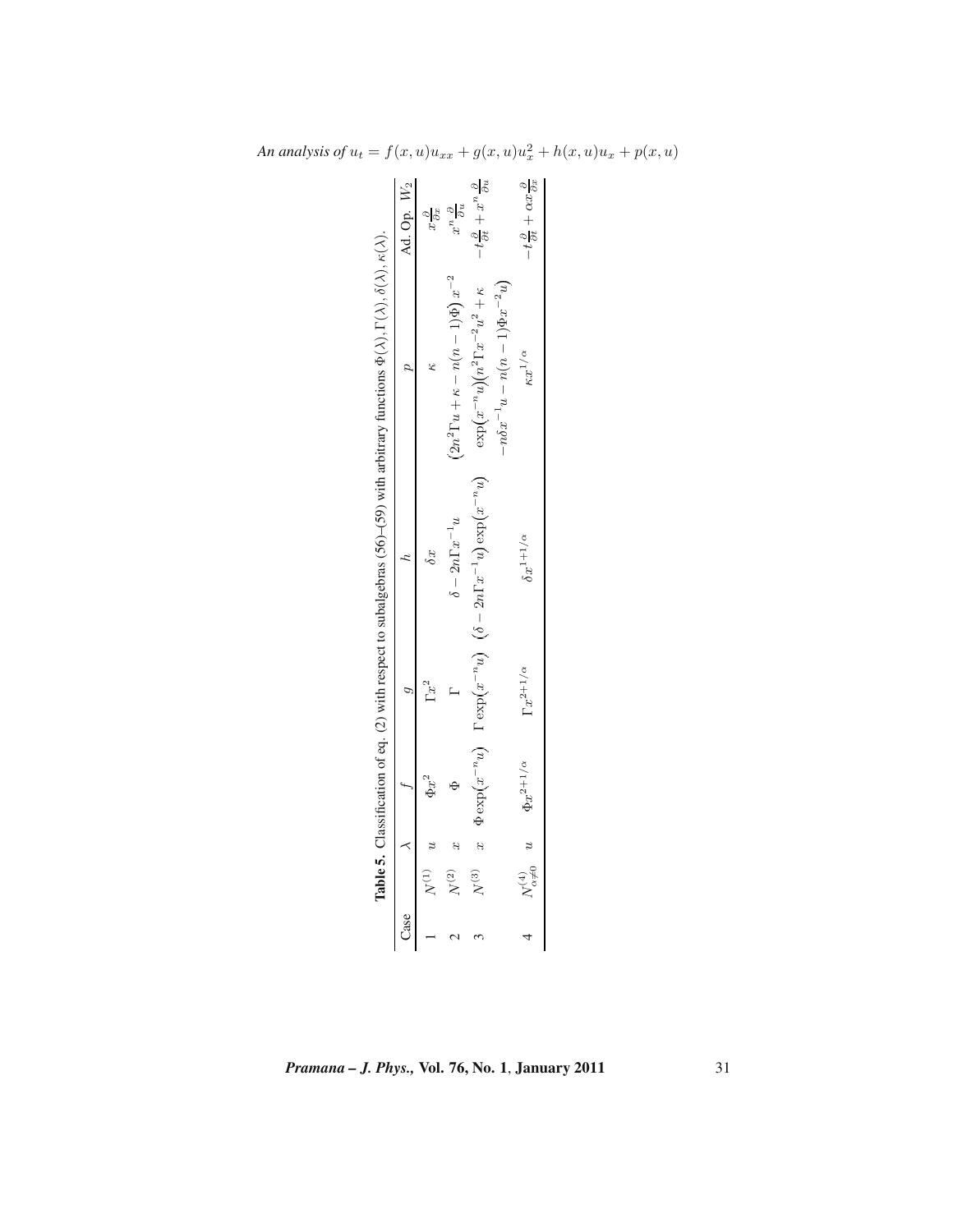**Table 5.** Classification of eq. (2) with respect to subalgebras (56)–(59) with arbitrary functions $\Phi(\lambda), \Gamma(\lambda), \delta(\lambda), \kappa(\lambda)$.

| Case | | $\lambda$ | $f$ | $g$ | $h$ | $p$ | Ad. Op. $W_2$ |
|---|---|---|---|---|---|---|---|
| 1 | $N^{(1)}$ | $u$ | $\Phi x^2$ | $\Gamma x^2$ | $\delta x$ | $\kappa$ | $x\frac{\partial}{\partial x}$ |
| 2 | $N^{(2)}$ | $x$ | $\Phi$ | $\Gamma$ | $\delta - 2n\Gamma x^{-1}u$ | $\left(2n^2\Gamma u + \kappa - n(n-1)\Phi\right)x^{-2}$ | $x^n\frac{\partial}{\partial u}$ |
| 3 | $N^{(3)}$ | $x$ | $\Phi\exp(x^{-n}u)$ | $\Gamma\exp(x^{-n}u)$ | $\left(\delta - 2n\Gamma x^{-1}u\right)\exp(x^{-n}u)$ | $\exp(x^{-n}u)\big(n^2\Gamma x^{-2}u^2 + \kappa - n\delta x^{-1}u - n(n-1)\Phi x^{-2}u\big)$ | $-t\frac{\partial}{\partial t} + x^n\frac{\partial}{\partial u}$ |
| 4 | $N^{(4)}_{\alpha\neq 0}$ | $u$ | $\Phi x^{2+1/\alpha}$ | $\Gamma x^{2+1/\alpha}$ | $\delta x^{1+1/\alpha}$ | $\kappa x^{1/\alpha}$ | $-t\frac{\partial}{\partial t} + \alpha x\frac{\partial}{\partial x}$ |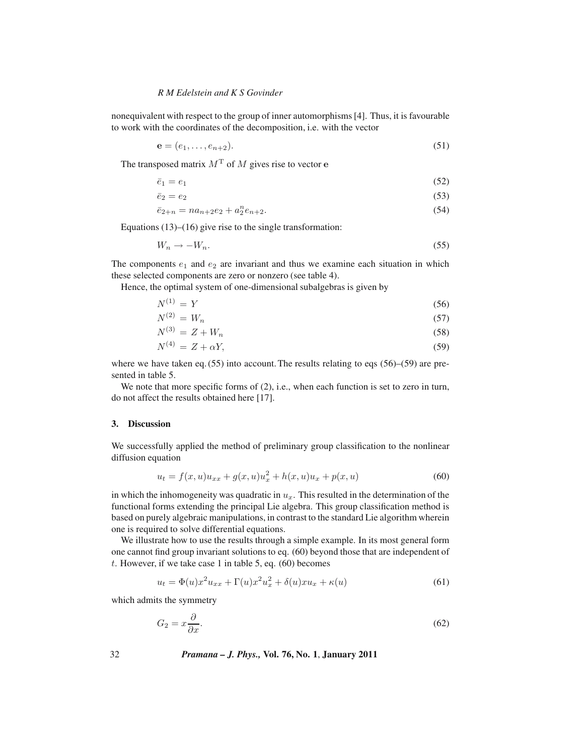nonequivalent with respect to the group of inner automorphisms [4]. Thus, it is favourable to work with the coordinates of the decomposition, i.e. with the vector

$$\mathbf{e} = (e_1, \ldots, e_{n+2}). \tag{51}$$

The transposed matrix $M^{\mathrm{T}}$ of $M$ gives rise to vector $\mathbf{e}$

$$\bar{e}_1 = e_1 \tag{52}$$

$$\bar{e}_2 = e_2 \tag{53}$$

$$\bar{e}_{2+n} = na_{n+2}e_2 + a_2^n e_{n+2}. \tag{54}$$

Equations (13)–(16) give rise to the single transformation:

$$W_n \rightarrow -W_n. \tag{55}$$

The components $e_1$ and $e_2$ are invariant and thus we examine each situation in which these selected components are zero or nonzero (see table 4).

Hence, the optimal system of one-dimensional subalgebras is given by

$$N^{(1)} = Y \tag{56}$$

$$N^{(2)} = W_n \tag{57}$$

$$N^{(3)} = Z + W_n \tag{58}$$

$$N^{(4)} = Z + \alpha Y, \tag{59}$$

where we have taken eq. (55) into account. The results relating to eqs (56)–(59) are presented in table 5.

We note that more specific forms of (2), i.e., when each function is set to zero in turn, do not affect the results obtained here [17].

## 3. Discussion

We successfully applied the method of preliminary group classification to the nonlinear diffusion equation

$$u_t = f(x,u)u_{xx} + g(x,u)u_x^2 + h(x,u)u_x + p(x,u) \tag{60}$$

in which the inhomogeneity was quadratic in $u_x$. This resulted in the determination of the functional forms extending the principal Lie algebra. This group classification method is based on purely algebraic manipulations, in contrast to the standard Lie algorithm wherein one is required to solve differential equations.

We illustrate how to use the results through a simple example. In its most general form one cannot find group invariant solutions to eq. (60) beyond those that are independent of $t$. However, if we take case 1 in table 5, eq. (60) becomes

$$u_t = \Phi(u)x^2u_{xx} + \Gamma(u)x^2u_x^2 + \delta(u)xu_x + \kappa(u) \tag{61}$$

which admits the symmetry

$$G_2 = x\frac{\partial}{\partial x}. \tag{62}$$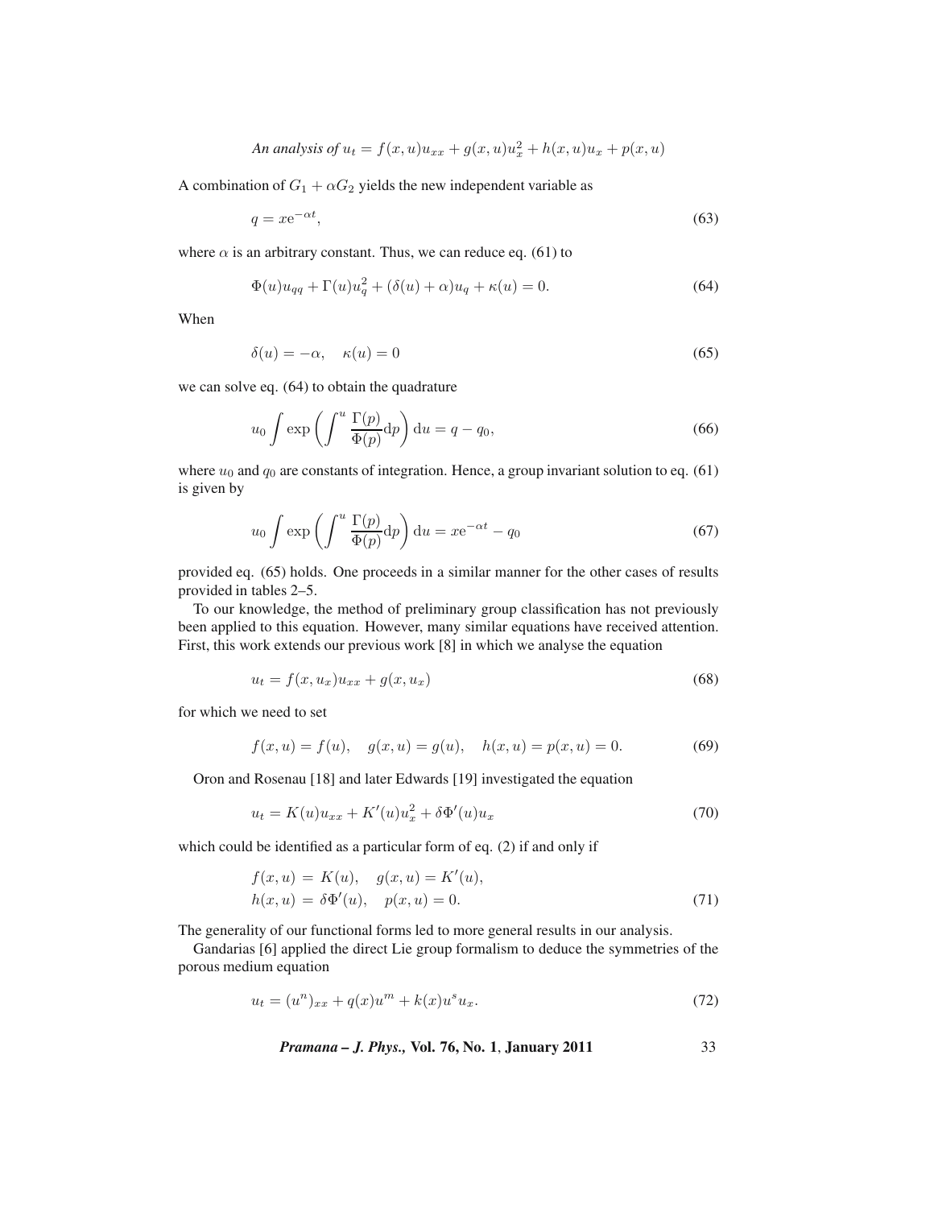A combination of $G_1 + \alpha G_2$ yields the new independent variable as

$$q = x\mathrm{e}^{-\alpha t}, \tag{63}$$

where $\alpha$ is an arbitrary constant. Thus, we can reduce eq. (61) to

$$\Phi(u)u_{qq} + \Gamma(u)u_q^2 + (\delta(u) + \alpha)u_q + \kappa(u) = 0. \tag{64}$$

When

$$\delta(u) = -\alpha, \quad \kappa(u) = 0 \tag{65}$$

we can solve eq. (64) to obtain the quadrature

$$u_0 \int \exp\left(\int^u \frac{\Gamma(p)}{\Phi(p)}\mathrm{d}p\right)\mathrm{d}u = q - q_0, \tag{66}$$

where $u_0$ and $q_0$ are constants of integration. Hence, a group invariant solution to eq. (61) is given by

$$u_0 \int \exp\left(\int^u \frac{\Gamma(p)}{\Phi(p)}\mathrm{d}p\right)\mathrm{d}u = x\mathrm{e}^{-\alpha t} - q_0 \tag{67}$$

provided eq. (65) holds. One proceeds in a similar manner for the other cases of results provided in tables 2–5.

To our knowledge, the method of preliminary group classification has not previously been applied to this equation. However, many similar equations have received attention. First, this work extends our previous work [8] in which we analyse the equation

$$u_t = f(x, u_x)u_{xx} + g(x, u_x) \tag{68}$$

for which we need to set

$$f(x, u) = f(u), \quad g(x, u) = g(u), \quad h(x, u) = p(x, u) = 0. \tag{69}$$

Oron and Rosenau [18] and later Edwards [19] investigated the equation

$$u_t = K(u)u_{xx} + K'(u)u_x^2 + \delta\Phi'(u)u_x \tag{70}$$

which could be identified as a particular form of eq. (2) if and only if

$$\begin{aligned} f(x, u) &= K(u), \quad g(x, u) = K'(u), \\ h(x, u) &= \delta\Phi'(u), \quad p(x, u) = 0. \end{aligned} \tag{71}$$

The generality of our functional forms led to more general results in our analysis.

Gandarias [6] applied the direct Lie group formalism to deduce the symmetries of the porous medium equation

$$u_t = (u^n)_{xx} + q(x)u^m + k(x)u^s u_x. \tag{72}$$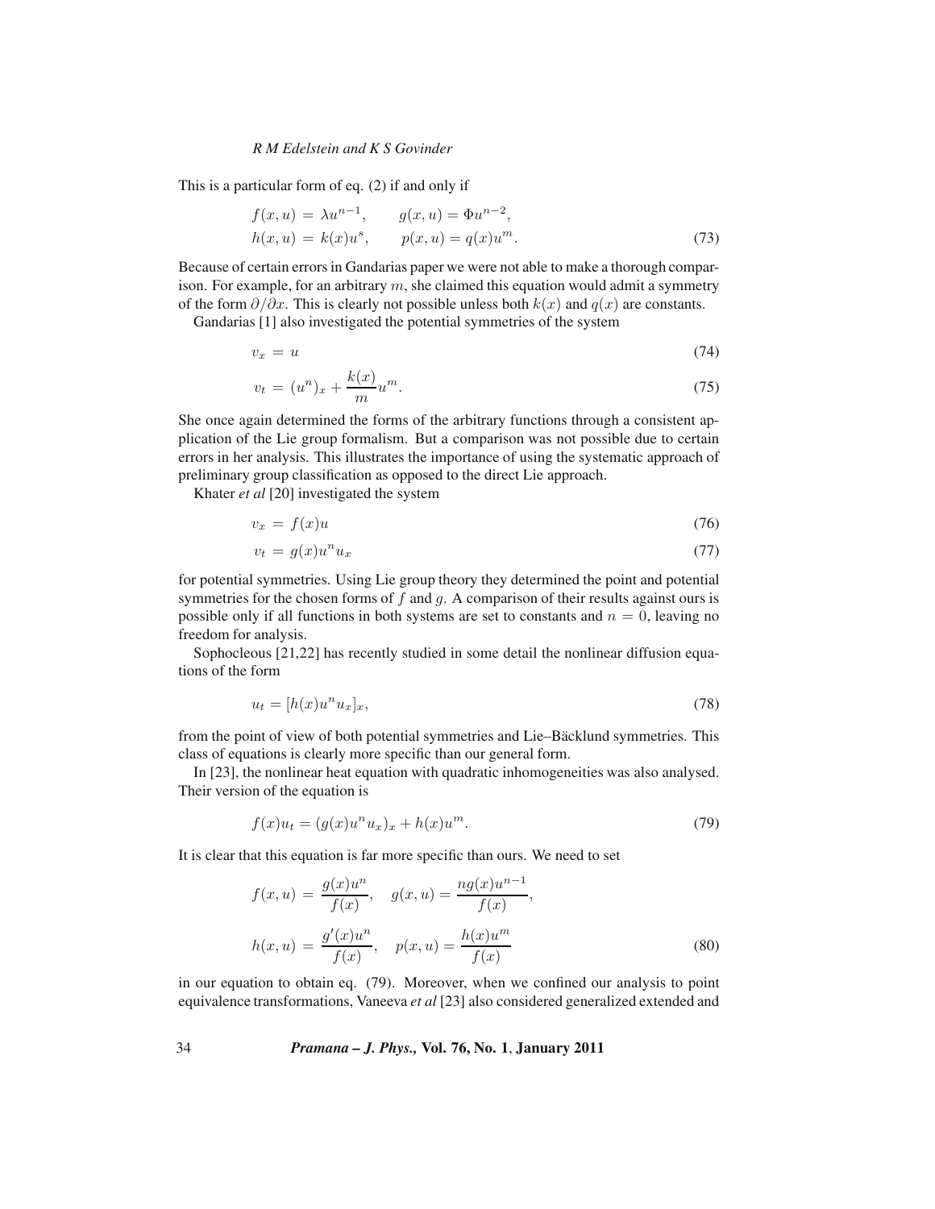This is a particular form of eq. (2) if and only if

$$
\begin{aligned}
f(x,u) &= \lambda u^{n-1}, \qquad g(x,u) = \Phi u^{n-2}, \\
h(x,u) &= k(x)u^s, \qquad p(x,u) = q(x)u^m.
\end{aligned}
\tag{73}
$$

Because of certain errors in Gandarias paper we were not able to make a thorough comparison. For example, for an arbitrary $m$, she claimed this equation would admit a symmetry of the form $\partial/\partial x$. This is clearly not possible unless both $k(x)$ and $q(x)$ are constants.

Gandarias [1] also investigated the potential symmetries of the system

$$
v_x = u \tag{74}
$$

$$
v_t = (u^n)_x + \frac{k(x)}{m}u^m. \tag{75}
$$

She once again determined the forms of the arbitrary functions through a consistent application of the Lie group formalism. But a comparison was not possible due to certain errors in her analysis. This illustrates the importance of using the systematic approach of preliminary group classification as opposed to the direct Lie approach.

Khater *et al* [20] investigated the system

$$
v_x = f(x)u \tag{76}
$$

$$
v_t = g(x)u^n u_x \tag{77}
$$

for potential symmetries. Using Lie group theory they determined the point and potential symmetries for the chosen forms of $f$ and $g$. A comparison of their results against ours is possible only if all functions in both systems are set to constants and $n = 0$, leaving no freedom for analysis.

Sophocleous [21,22] has recently studied in some detail the nonlinear diffusion equations of the form

$$
u_t = [h(x)u^n u_x]_x, \tag{78}
$$

from the point of view of both potential symmetries and Lie–Bäcklund symmetries. This class of equations is clearly more specific than our general form.

In [23], the nonlinear heat equation with quadratic inhomogeneities was also analysed. Their version of the equation is

$$
f(x)u_t = (g(x)u^n u_x)_x + h(x)u^m. \tag{79}
$$

It is clear that this equation is far more specific than ours. We need to set

$$
\begin{aligned}
f(x,u) &= \frac{g(x)u^n}{f(x)}, \quad g(x,u) = \frac{ng(x)u^{n-1}}{f(x)}, \\
h(x,u) &= \frac{g'(x)u^n}{f(x)}, \quad p(x,u) = \frac{h(x)u^m}{f(x)}
\end{aligned}
\tag{80}
$$

in our equation to obtain eq. (79). Moreover, when we confined our analysis to point equivalence transformations, Vaneeva *et al* [23] also considered generalized extended and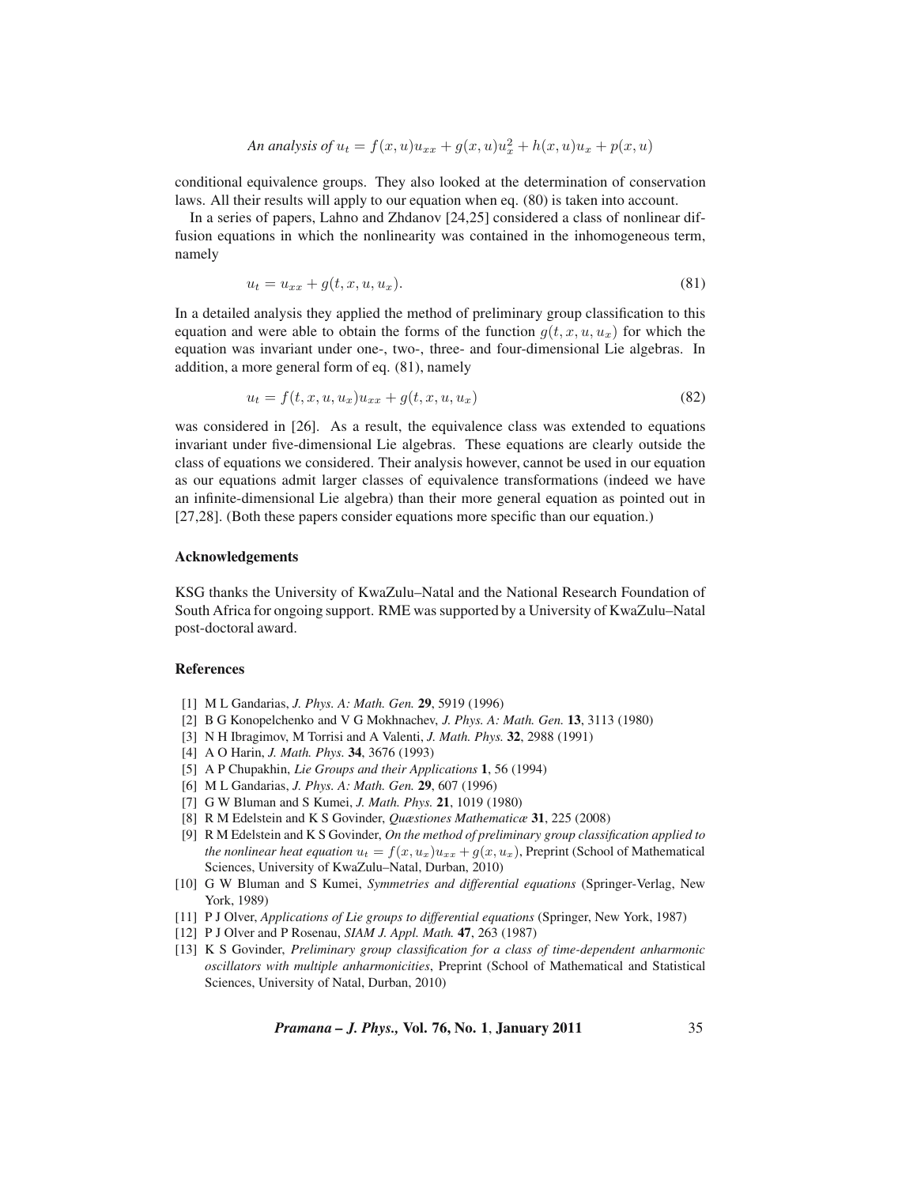conditional equivalence groups. They also looked at the determination of conservation laws. All their results will apply to our equation when eq. (80) is taken into account.

In a series of papers, Lahno and Zhdanov [24,25] considered a class of nonlinear diffusion equations in which the nonlinearity was contained in the inhomogeneous term, namely

$$u_t = u_{xx} + g(t, x, u, u_x). \tag{81}$$

In a detailed analysis they applied the method of preliminary group classification to this equation and were able to obtain the forms of the function $g(t, x, u, u_x)$ for which the equation was invariant under one-, two-, three- and four-dimensional Lie algebras. In addition, a more general form of eq. (81), namely

$$u_t = f(t, x, u, u_x)u_{xx} + g(t, x, u, u_x) \tag{82}$$

was considered in [26]. As a result, the equivalence class was extended to equations invariant under five-dimensional Lie algebras. These equations are clearly outside the class of equations we considered. Their analysis however, cannot be used in our equation as our equations admit larger classes of equivalence transformations (indeed we have an infinite-dimensional Lie algebra) than their more general equation as pointed out in [27,28]. (Both these papers consider equations more specific than our equation.)

### Acknowledgements

KSG thanks the University of KwaZulu–Natal and the National Research Foundation of South Africa for ongoing support. RME was supported by a University of KwaZulu–Natal post-doctoral award.

### References

[1] M L Gandarias, *J. Phys. A: Math. Gen.* **29**, 5919 (1996)

[2] B G Konopelchenko and V G Mokhnachev, *J. Phys. A: Math. Gen.* **13**, 3113 (1980)

[3] N H Ibragimov, M Torrisi and A Valenti, *J. Math. Phys.* **32**, 2988 (1991)

[4] A O Harin, *J. Math. Phys.* **34**, 3676 (1993)

[5] A P Chupakhin, *Lie Groups and their Applications* **1**, 56 (1994)

[6] M L Gandarias, *J. Phys. A: Math. Gen.* **29**, 607 (1996)

[7] G W Bluman and S Kumei, *J. Math. Phys.* **21**, 1019 (1980)

[8] R M Edelstein and K S Govinder, *Quæstiones Mathematicæ* **31**, 225 (2008)

[9] R M Edelstein and K S Govinder, *On the method of preliminary group classification applied to the nonlinear heat equation* $u_t = f(x, u_x)u_{xx} + g(x, u_x)$, Preprint (School of Mathematical Sciences, University of KwaZulu–Natal, Durban, 2010)

[10] G W Bluman and S Kumei, *Symmetries and differential equations* (Springer-Verlag, New York, 1989)

[11] P J Olver, *Applications of Lie groups to differential equations* (Springer, New York, 1987)

[12] P J Olver and P Rosenau, *SIAM J. Appl. Math.* **47**, 263 (1987)

[13] K S Govinder, *Preliminary group classification for a class of time-dependent anharmonic oscillators with multiple anharmonicities*, Preprint (School of Mathematical and Statistical Sciences, University of Natal, Durban, 2010)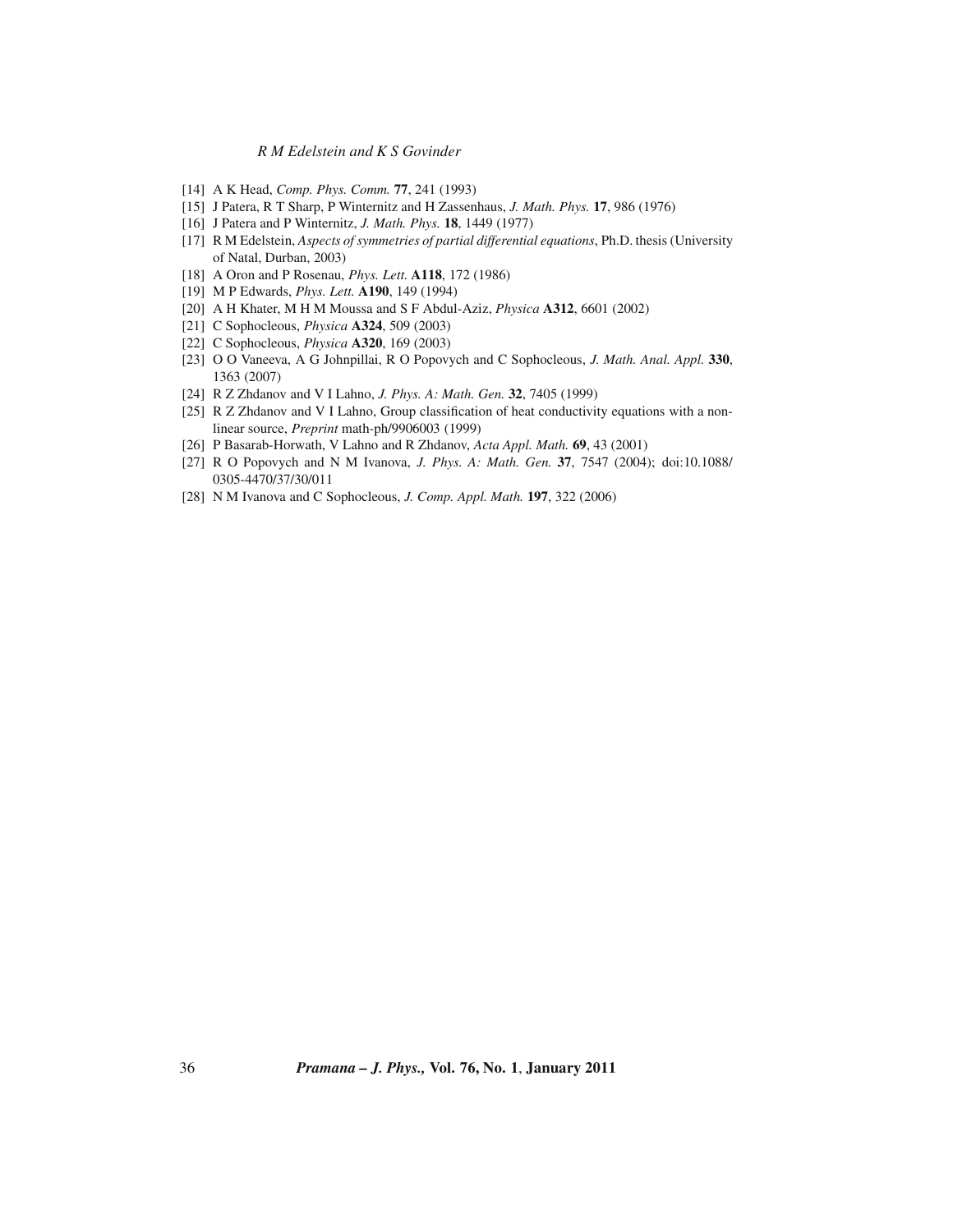[14] A K Head, *Comp. Phys. Comm.* **77**, 241 (1993)

[15] J Patera, R T Sharp, P Winternitz and H Zassenhaus, *J. Math. Phys.* **17**, 986 (1976)

[16] J Patera and P Winternitz, *J. Math. Phys.* **18**, 1449 (1977)

[17] R M Edelstein, *Aspects of symmetries of partial differential equations*, Ph.D. thesis (University of Natal, Durban, 2003)

[18] A Oron and P Rosenau, *Phys. Lett.* **A118**, 172 (1986)

[19] M P Edwards, *Phys. Lett.* **A190**, 149 (1994)

[20] A H Khater, M H M Moussa and S F Abdul-Aziz, *Physica* **A312**, 6601 (2002)

[21] C Sophocleous, *Physica* **A324**, 509 (2003)

[22] C Sophocleous, *Physica* **A320**, 169 (2003)

[23] O O Vaneeva, A G Johnpillai, R O Popovych and C Sophocleous, *J. Math. Anal. Appl.* **330**, 1363 (2007)

[24] R Z Zhdanov and V I Lahno, *J. Phys. A: Math. Gen.* **32**, 7405 (1999)

[25] R Z Zhdanov and V I Lahno, Group classification of heat conductivity equations with a nonlinear source, *Preprint* math-ph/9906003 (1999)

[26] P Basarab-Horwath, V Lahno and R Zhdanov, *Acta Appl. Math.* **69**, 43 (2001)

[27] R O Popovych and N M Ivanova, *J. Phys. A: Math. Gen.* **37**, 7547 (2004); doi:10.1088/0305-4470/37/30/011

[28] N M Ivanova and C Sophocleous, *J. Comp. Appl. Math.* **197**, 322 (2006)